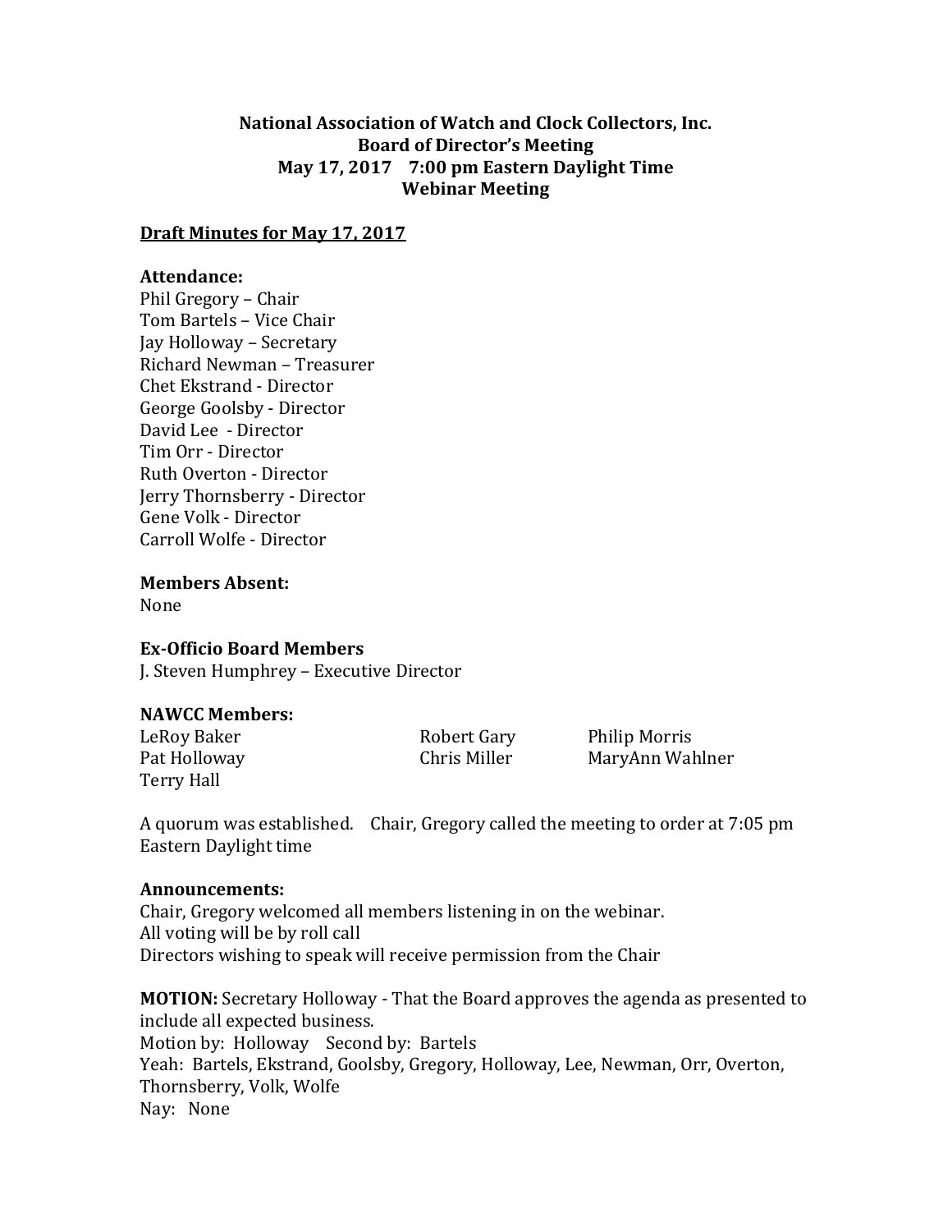**National Association of Watch and Clock Collectors, Inc.**
**Board of Director's Meeting**
**May 17, 2017 7:00 pm Eastern Daylight Time**
**Webinar Meeting**

**Draft Minutes for May 17, 2017**

**Attendance:**
Phil Gregory – Chair
Tom Bartels – Vice Chair
Jay Holloway – Secretary
Richard Newman – Treasurer
Chet Ekstrand - Director
George Goolsby - Director
David Lee - Director
Tim Orr - Director
Ruth Overton - Director
Jerry Thornsberry - Director
Gene Volk - Director
Carroll Wolfe - Director

**Members Absent:**
None

**Ex-Officio Board Members**
J. Steven Humphrey – Executive Director

**NAWCC Members:**

| | | |
|---|---|---|
| LeRoy Baker | Robert Gary | Philip Morris |
| Pat Holloway | Chris Miller | MaryAnn Wahlner |
| Terry Hall | | |

A quorum was established. Chair, Gregory called the meeting to order at 7:05 pm Eastern Daylight time

**Announcements:**
Chair, Gregory welcomed all members listening in on the webinar.
All voting will be by roll call
Directors wishing to speak will receive permission from the Chair

**MOTION:** Secretary Holloway - That the Board approves the agenda as presented to include all expected business.
Motion by: Holloway Second by: Bartels
Yeah: Bartels, Ekstrand, Goolsby, Gregory, Holloway, Lee, Newman, Orr, Overton, Thornsberry, Volk, Wolfe
Nay: None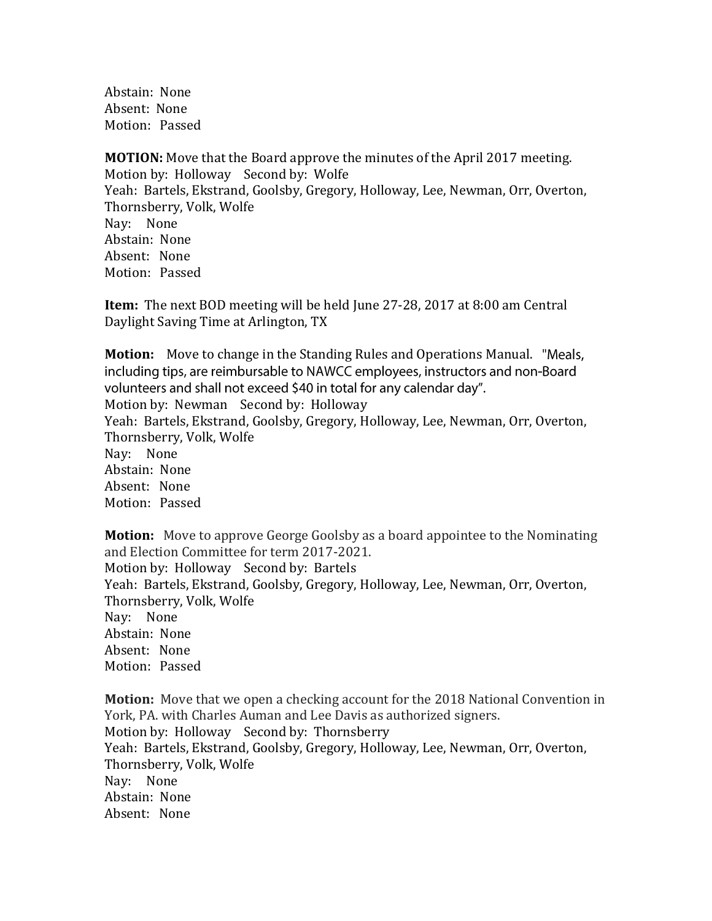Abstain: None
Absent: None
Motion: Passed

**MOTION:** Move that the Board approve the minutes of the April 2017 meeting.
Motion by: Holloway Second by: Wolfe
Yeah: Bartels, Ekstrand, Goolsby, Gregory, Holloway, Lee, Newman, Orr, Overton, Thornsberry, Volk, Wolfe
Nay: None
Abstain: None
Absent: None
Motion: Passed

**Item:** The next BOD meeting will be held June 27-28, 2017 at 8:00 am Central Daylight Saving Time at Arlington, TX

**Motion:** Move to change in the Standing Rules and Operations Manual. "Meals, including tips, are reimbursable to NAWCC employees, instructors and non-Board volunteers and shall not exceed $40 in total for any calendar day".
Motion by: Newman Second by: Holloway
Yeah: Bartels, Ekstrand, Goolsby, Gregory, Holloway, Lee, Newman, Orr, Overton, Thornsberry, Volk, Wolfe
Nay: None
Abstain: None
Absent: None
Motion: Passed

**Motion:** Move to approve George Goolsby as a board appointee to the Nominating and Election Committee for term 2017-2021.
Motion by: Holloway Second by: Bartels
Yeah: Bartels, Ekstrand, Goolsby, Gregory, Holloway, Lee, Newman, Orr, Overton, Thornsberry, Volk, Wolfe
Nay: None
Abstain: None
Absent: None
Motion: Passed

**Motion:** Move that we open a checking account for the 2018 National Convention in York, PA. with Charles Auman and Lee Davis as authorized signers.
Motion by: Holloway Second by: Thornsberry
Yeah: Bartels, Ekstrand, Goolsby, Gregory, Holloway, Lee, Newman, Orr, Overton, Thornsberry, Volk, Wolfe
Nay: None
Abstain: None
Absent: None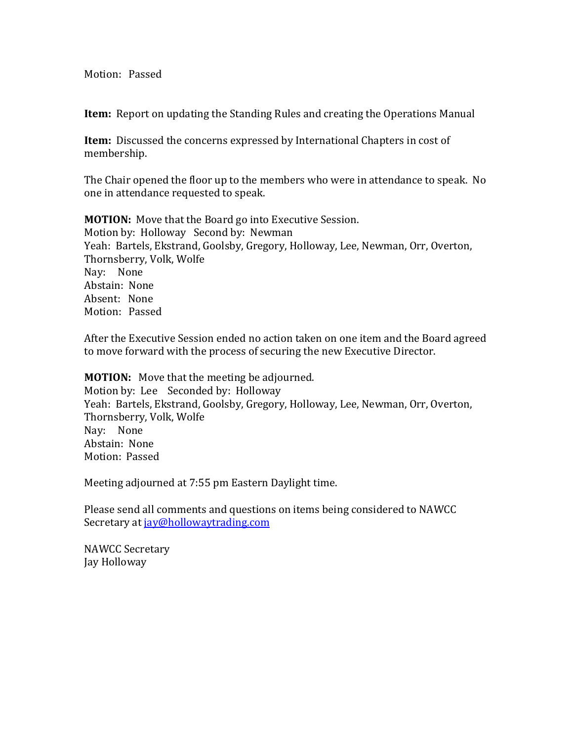Motion: Passed

**Item:** Report on updating the Standing Rules and creating the Operations Manual

**Item:** Discussed the concerns expressed by International Chapters in cost of membership.

The Chair opened the floor up to the members who were in attendance to speak. No one in attendance requested to speak.

**MOTION:** Move that the Board go into Executive Session.
Motion by: Holloway Second by: Newman
Yeah: Bartels, Ekstrand, Goolsby, Gregory, Holloway, Lee, Newman, Orr, Overton, Thornsberry, Volk, Wolfe
Nay: None
Abstain: None
Absent: None
Motion: Passed

After the Executive Session ended no action taken on one item and the Board agreed to move forward with the process of securing the new Executive Director.

**MOTION:** Move that the meeting be adjourned.
Motion by: Lee Seconded by: Holloway
Yeah: Bartels, Ekstrand, Goolsby, Gregory, Holloway, Lee, Newman, Orr, Overton, Thornsberry, Volk, Wolfe
Nay: None
Abstain: None
Motion: Passed

Meeting adjourned at 7:55 pm Eastern Daylight time.

Please send all comments and questions on items being considered to NAWCC Secretary at jay@hollowaytrading.com

NAWCC Secretary
Jay Holloway